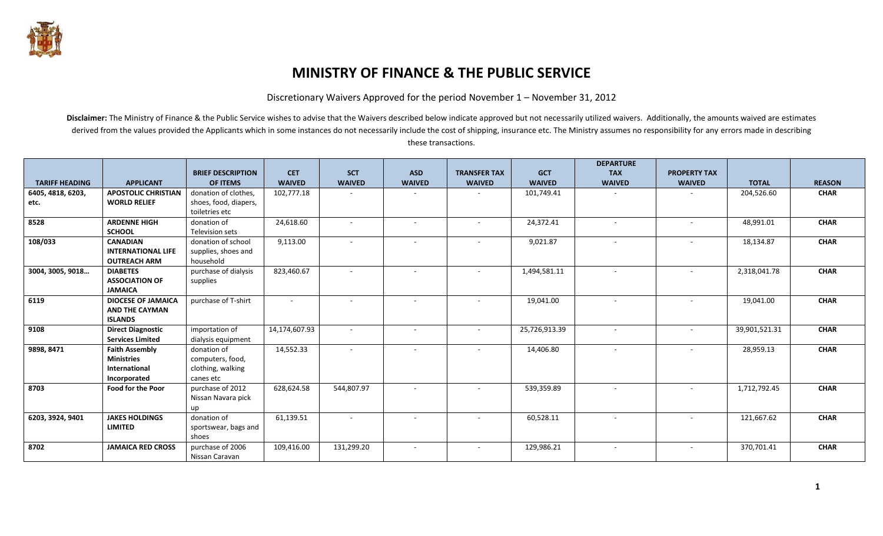# MINISTRY OF FINANCE & THE PUBLIC SERVICE

Discretionary Waivers Approved for the period November 1 – November 31, 2012

**Disclaimer:** The Ministry of Finance & the Public Service wishes to advise that the Waivers described below indicate approved but not necessarily utilized waivers. Additionally, the amounts waived are estimates derived from the values provided the Applicants which in some instances do not necessarily include the cost of shipping, insurance etc. The Ministry assumes no responsibility for any errors made in describing these transactions.

| TARIFF HEADING | APPLICANT | BRIEF DESCRIPTION OF ITEMS | CET WAIVED | SCT WAIVED | ASD WAIVED | TRANSFER TAX WAIVED | GCT WAIVED | DEPARTURE TAX WAIVED | PROPERTY TAX WAIVED | TOTAL | REASON |
|---|---|---|---|---|---|---|---|---|---|---|---|
| 6405, 4818, 6203, etc. | APOSTOLIC CHRISTIAN WORLD RELIEF | donation of clothes, shoes, food, diapers, toiletries etc | 102,777.18 | - | - | - | 101,749.41 | - | - | 204,526.60 | CHAR |
| 8528 | ARDENNE HIGH SCHOOL | donation of Television sets | 24,618.60 | - | - | - | 24,372.41 | - | - | 48,991.01 | CHAR |
| 108/033 | CANADIAN INTERNATIONAL LIFE OUTREACH ARM | donation of school supplies, shoes and household | 9,113.00 | - | - | - | 9,021.87 | - | - | 18,134.87 | CHAR |
| 3004, 3005, 9018… | DIABETES ASSOCIATION OF JAMAICA | purchase of dialysis supplies | 823,460.67 | - | - | - | 1,494,581.11 | - | - | 2,318,041.78 | CHAR |
| 6119 | DIOCESE OF JAMAICA AND THE CAYMAN ISLANDS | purchase of T-shirt | - | - | - | - | 19,041.00 | - | - | 19,041.00 | CHAR |
| 9108 | Direct Diagnostic Services Limited | importation of dialysis equipment | 14,174,607.93 | - | - | - | 25,726,913.39 | - | - | 39,901,521.31 | CHAR |
| 9898, 8471 | Faith Assembly Ministries International Incorporated | donation of computers, food, clothing, walking canes etc | 14,552.33 | - | - | - | 14,406.80 | - | - | 28,959.13 | CHAR |
| 8703 | Food for the Poor | purchase of 2012 Nissan Navara pick up | 628,624.58 | 544,807.97 | - | - | 539,359.89 | - | - | 1,712,792.45 | CHAR |
| 6203, 3924, 9401 | JAKES HOLDINGS LIMITED | donation of sportswear, bags and shoes | 61,139.51 | - | - | - | 60,528.11 | - | - | 121,667.62 | CHAR |
| 8702 | JAMAICA RED CROSS | purchase of 2006 Nissan Caravan | 109,416.00 | 131,299.20 | - | - | 129,986.21 | - | - | 370,701.41 | CHAR |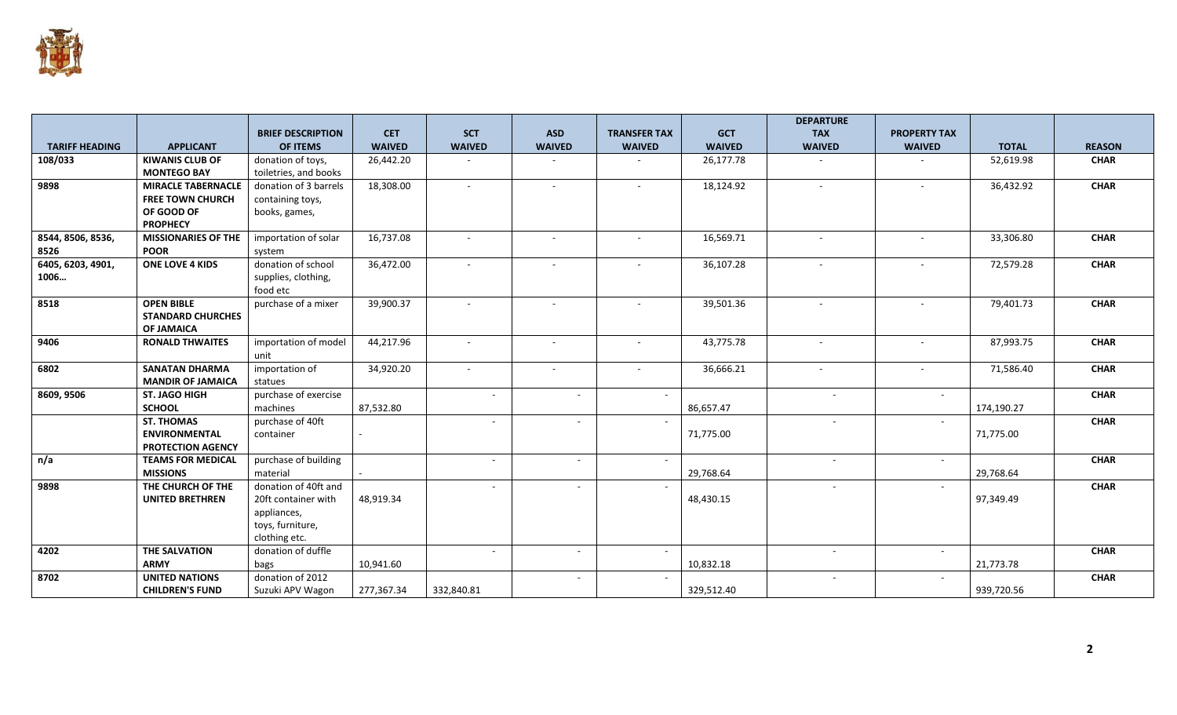| TARIFF HEADING | APPLICANT | BRIEF DESCRIPTION OF ITEMS | CET WAIVED | SCT WAIVED | ASD WAIVED | TRANSFER TAX WAIVED | GCT WAIVED | DEPARTURE TAX WAIVED | PROPERTY TAX WAIVED | TOTAL | REASON |
|---|---|---|---|---|---|---|---|---|---|---|---|
| **108/033** | **KIWANIS CLUB OF MONTEGO BAY** | donation of toys, toiletries, and books | 26,442.20 | - | - | - | 26,177.78 | - | - | 52,619.98 | **CHAR** |
| **9898** | **MIRACLE TABERNACLE FREE TOWN CHURCH OF GOOD OF PROPHECY** | donation of 3 barrels containing toys, books, games, | 18,308.00 | - | - | - | 18,124.92 | - | - | 36,432.92 | **CHAR** |
| **8544, 8506, 8536, 8526** | **MISSIONARIES OF THE POOR** | importation of solar system | 16,737.08 | - | - | - | 16,569.71 | - | - | 33,306.80 | **CHAR** |
| **6405, 6203, 4901, 1006…** | **ONE LOVE 4 KIDS** | donation of school supplies, clothing, food etc | 36,472.00 | - | - | - | 36,107.28 | - | - | 72,579.28 | **CHAR** |
| **8518** | **OPEN BIBLE STANDARD CHURCHES OF JAMAICA** | purchase of a mixer | 39,900.37 | - | - | - | 39,501.36 | - | - | 79,401.73 | **CHAR** |
| **9406** | **RONALD THWAITES** | importation of model unit | 44,217.96 | - | - | - | 43,775.78 | - | - | 87,993.75 | **CHAR** |
| **6802** | **SANATAN DHARMA MANDIR OF JAMAICA** | importation of statues | 34,920.20 | - | - | - | 36,666.21 | - | - | 71,586.40 | **CHAR** |
| **8609, 9506** | **ST. JAGO HIGH SCHOOL** | purchase of exercise machines | 87,532.80 | - | - | - | 86,657.47 | - | - | 174,190.27 | **CHAR** |
| | **ST. THOMAS ENVIRONMENTAL PROTECTION AGENCY** | purchase of 40ft container | - | - | - | - | 71,775.00 | - | - | 71,775.00 | **CHAR** |
| **n/a** | **TEAMS FOR MEDICAL MISSIONS** | purchase of building material | - | - | - | - | 29,768.64 | - | - | 29,768.64 | **CHAR** |
| **9898** | **THE CHURCH OF THE UNITED BRETHREN** | donation of 40ft and 20ft container with appliances, toys, furniture, clothing etc. | 48,919.34 | - | - | - | 48,430.15 | - | - | 97,349.49 | **CHAR** |
| **4202** | **THE SALVATION ARMY** | donation of duffle bags | 10,941.60 | - | - | - | 10,832.18 | - | - | 21,773.78 | **CHAR** |
| **8702** | **UNITED NATIONS CHILDREN'S FUND** | donation of 2012 Suzuki APV Wagon | 277,367.34 | 332,840.81 | - | - | 329,512.40 | - | - | 939,720.56 | **CHAR** |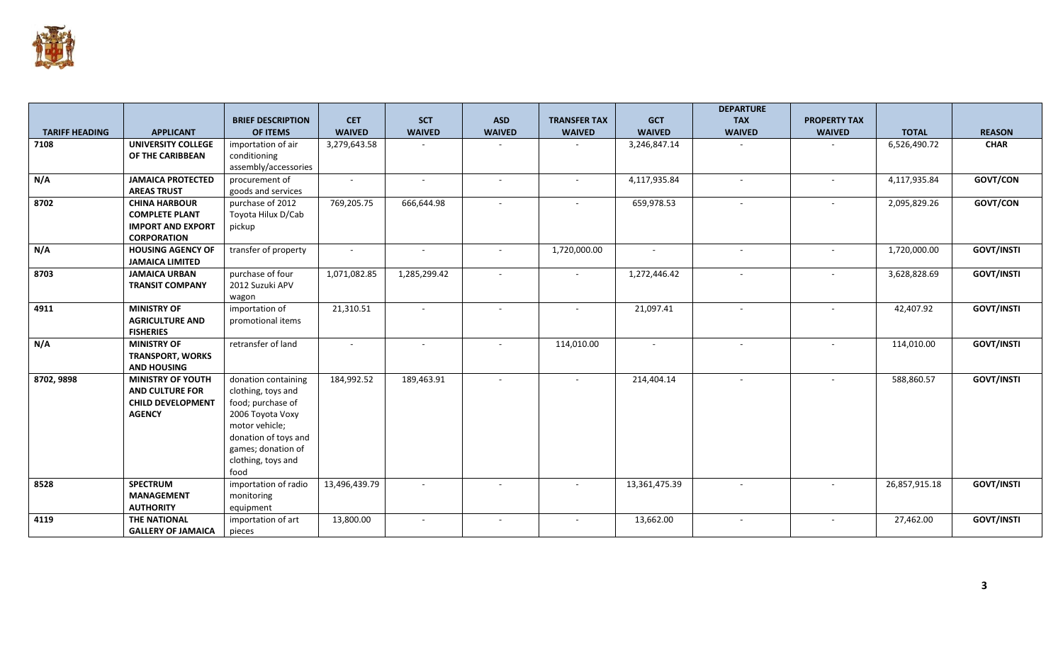| TARIFF HEADING | APPLICANT | BRIEF DESCRIPTION OF ITEMS | CET WAIVED | SCT WAIVED | ASD WAIVED | TRANSFER TAX WAIVED | GCT WAIVED | DEPARTURE TAX WAIVED | PROPERTY TAX WAIVED | TOTAL | REASON |
|---|---|---|---|---|---|---|---|---|---|---|---|
| **7108** | **UNIVERSITY COLLEGE OF THE CARIBBEAN** | importation of air conditioning assembly/accessories | 3,279,643.58 | - | - | - | 3,246,847.14 | - | - | 6,526,490.72 | **CHAR** |
| **N/A** | **JAMAICA PROTECTED AREAS TRUST** | procurement of goods and services | - | - | - | - | 4,117,935.84 | - | - | 4,117,935.84 | **GOVT/CON** |
| **8702** | **CHINA HARBOUR COMPLETE PLANT IMPORT AND EXPORT CORPORATION** | purchase of 2012 Toyota Hilux D/Cab pickup | 769,205.75 | 666,644.98 | - | - | 659,978.53 | - | - | 2,095,829.26 | **GOVT/CON** |
| **N/A** | **HOUSING AGENCY OF JAMAICA LIMITED** | transfer of property | - | - | - | 1,720,000.00 | - | - | - | 1,720,000.00 | **GOVT/INSTI** |
| **8703** | **JAMAICA URBAN TRANSIT COMPANY** | purchase of four 2012 Suzuki APV wagon | 1,071,082.85 | 1,285,299.42 | - | - | 1,272,446.42 | - | - | 3,628,828.69 | **GOVT/INSTI** |
| **4911** | **MINISTRY OF AGRICULTURE AND FISHERIES** | importation of promotional items | 21,310.51 | - | - | - | 21,097.41 | - | - | 42,407.92 | **GOVT/INSTI** |
| **N/A** | **MINISTRY OF TRANSPORT, WORKS AND HOUSING** | retransfer of land | - | - | - | 114,010.00 | - | - | - | 114,010.00 | **GOVT/INSTI** |
| **8702, 9898** | **MINISTRY OF YOUTH AND CULTURE FOR CHILD DEVELOPMENT AGENCY** | donation containing clothing, toys and food; purchase of 2006 Toyota Voxy motor vehicle; donation of toys and games; donation of clothing, toys and food | 184,992.52 | 189,463.91 | - | - | 214,404.14 | - | - | 588,860.57 | **GOVT/INSTI** |
| **8528** | **SPECTRUM MANAGEMENT AUTHORITY** | importation of radio monitoring equipment | 13,496,439.79 | - | - | - | 13,361,475.39 | - | - | 26,857,915.18 | **GOVT/INSTI** |
| **4119** | **THE NATIONAL GALLERY OF JAMAICA** | importation of art pieces | 13,800.00 | - | - | - | 13,662.00 | - | - | 27,462.00 | **GOVT/INSTI** |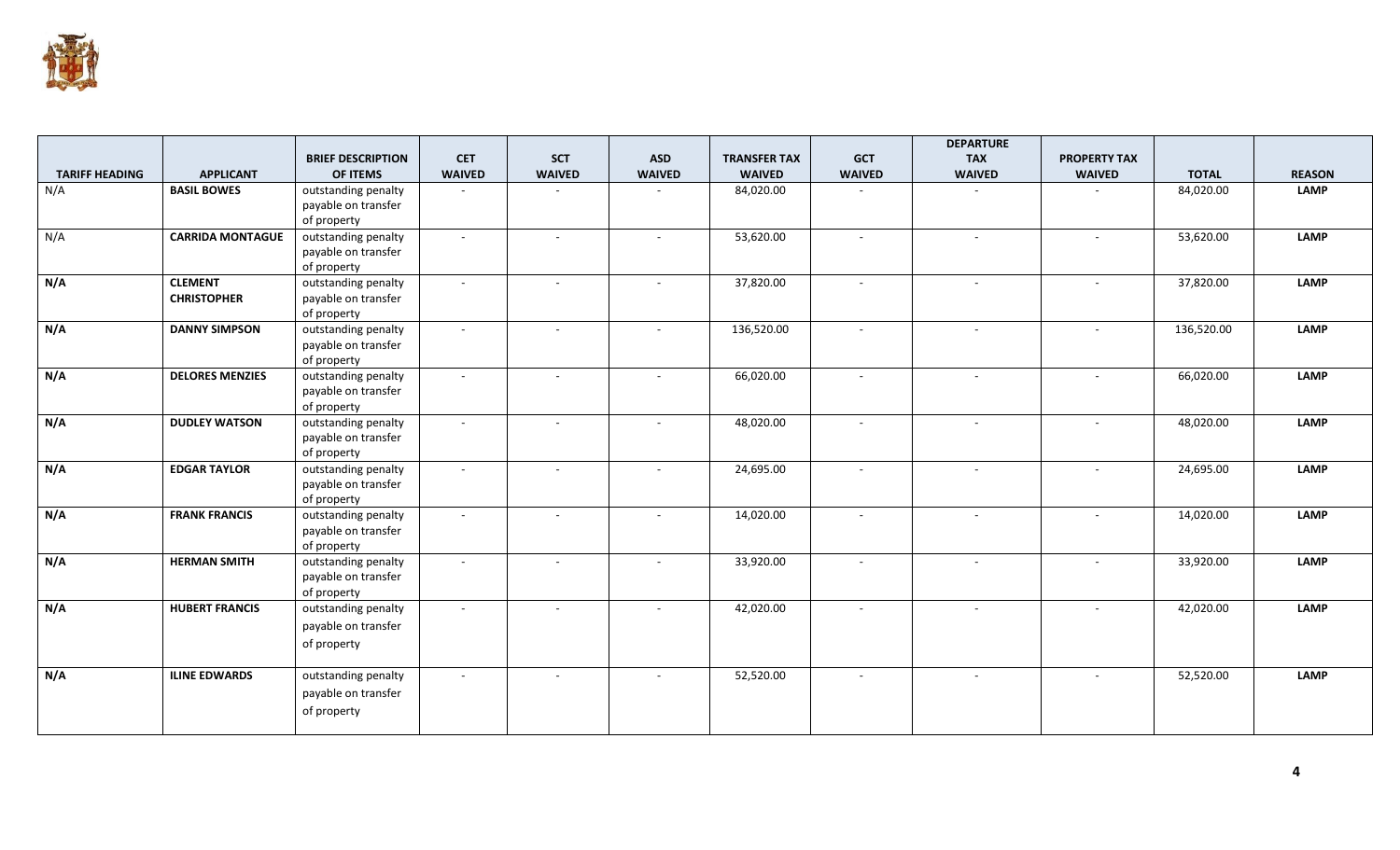| TARIFF HEADING | APPLICANT | BRIEF DESCRIPTION OF ITEMS | CET WAIVED | SCT WAIVED | ASD WAIVED | TRANSFER TAX WAIVED | GCT WAIVED | DEPARTURE TAX WAIVED | PROPERTY TAX WAIVED | TOTAL | REASON |
|---|---|---|---|---|---|---|---|---|---|---|---|
| N/A | **BASIL BOWES** | outstanding penalty payable on transfer of property | - | - | - | 84,020.00 | - | - | - | 84,020.00 | **LAMP** |
| N/A | **CARRIDA MONTAGUE** | outstanding penalty payable on transfer of property | - | - | - | 53,620.00 | - | - | - | 53,620.00 | **LAMP** |
| **N/A** | **CLEMENT CHRISTOPHER** | outstanding penalty payable on transfer of property | - | - | - | 37,820.00 | - | - | - | 37,820.00 | **LAMP** |
| **N/A** | **DANNY SIMPSON** | outstanding penalty payable on transfer of property | - | - | - | 136,520.00 | - | - | - | 136,520.00 | **LAMP** |
| **N/A** | **DELORES MENZIES** | outstanding penalty payable on transfer of property | - | - | - | 66,020.00 | - | - | - | 66,020.00 | **LAMP** |
| **N/A** | **DUDLEY WATSON** | outstanding penalty payable on transfer of property | - | - | - | 48,020.00 | - | - | - | 48,020.00 | **LAMP** |
| **N/A** | **EDGAR TAYLOR** | outstanding penalty payable on transfer of property | - | - | - | 24,695.00 | - | - | - | 24,695.00 | **LAMP** |
| **N/A** | **FRANK FRANCIS** | outstanding penalty payable on transfer of property | - | - | - | 14,020.00 | - | - | - | 14,020.00 | **LAMP** |
| **N/A** | **HERMAN SMITH** | outstanding penalty payable on transfer of property | - | - | - | 33,920.00 | - | - | - | 33,920.00 | **LAMP** |
| **N/A** | **HUBERT FRANCIS** | outstanding penalty payable on transfer of property | - | - | - | 42,020.00 | - | - | - | 42,020.00 | **LAMP** |
| **N/A** | **ILINE EDWARDS** | outstanding penalty payable on transfer of property | - | - | - | 52,520.00 | - | - | - | 52,520.00 | **LAMP** |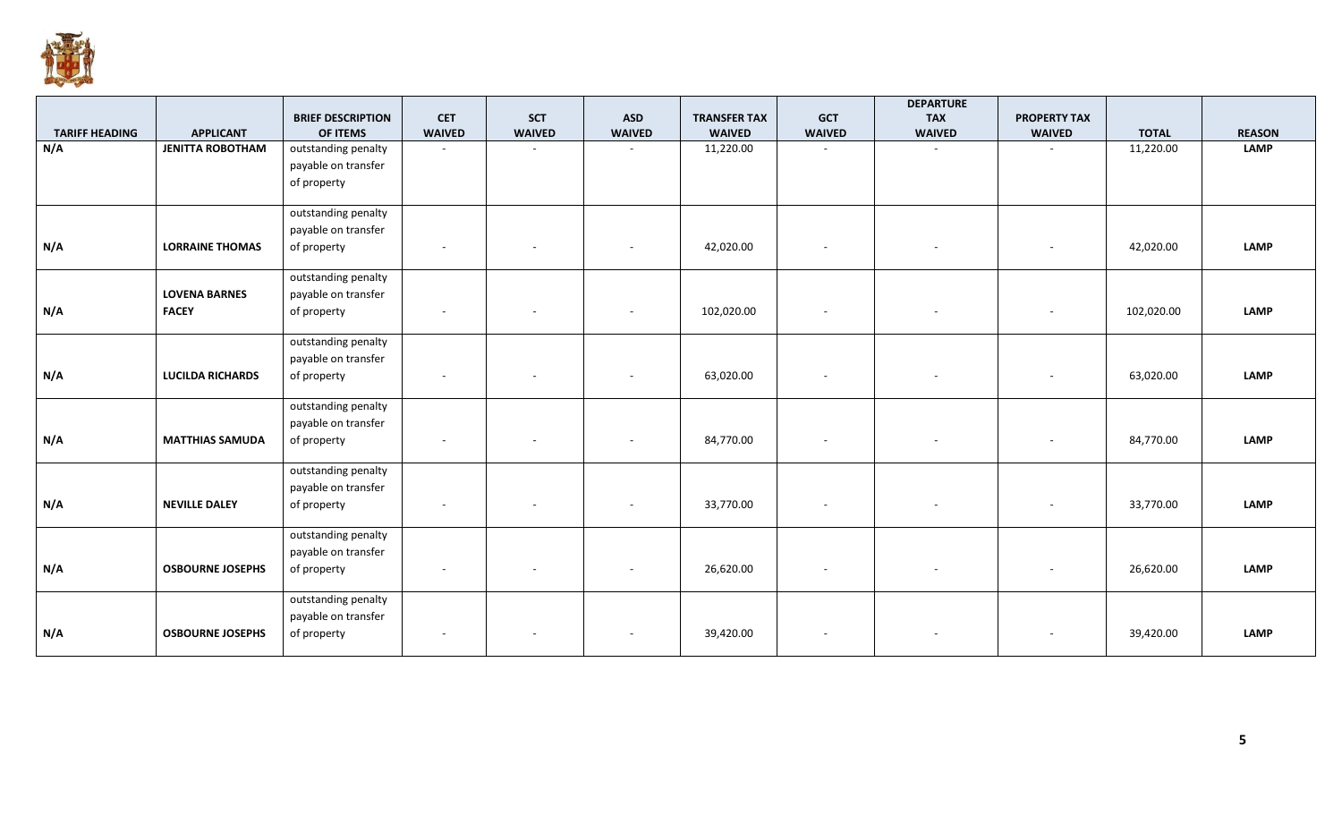| TARIFF HEADING | APPLICANT | BRIEF DESCRIPTION OF ITEMS | CET WAIVED | SCT WAIVED | ASD WAIVED | TRANSFER TAX WAIVED | GCT WAIVED | DEPARTURE TAX WAIVED | PROPERTY TAX WAIVED | TOTAL | REASON |
|---|---|---|---|---|---|---|---|---|---|---|---|
| N/A | JENITTA ROBOTHAM | outstanding penalty payable on transfer of property | - | - | - | 11,220.00 | - | - | - | 11,220.00 | LAMP |
| N/A | LORRAINE THOMAS | outstanding penalty payable on transfer of property | - | - | - | 42,020.00 | - | - | - | 42,020.00 | LAMP |
| N/A | LOVENA BARNES FACEY | outstanding penalty payable on transfer of property | - | - | - | 102,020.00 | - | - | - | 102,020.00 | LAMP |
| N/A | LUCILDA RICHARDS | outstanding penalty payable on transfer of property | - | - | - | 63,020.00 | - | - | - | 63,020.00 | LAMP |
| N/A | MATTHIAS SAMUDA | outstanding penalty payable on transfer of property | - | - | - | 84,770.00 | - | - | - | 84,770.00 | LAMP |
| N/A | NEVILLE DALEY | outstanding penalty payable on transfer of property | - | - | - | 33,770.00 | - | - | - | 33,770.00 | LAMP |
| N/A | OSBOURNE JOSEPHS | outstanding penalty payable on transfer of property | - | - | - | 26,620.00 | - | - | - | 26,620.00 | LAMP |
| N/A | OSBOURNE JOSEPHS | outstanding penalty payable on transfer of property | - | - | - | 39,420.00 | - | - | - | 39,420.00 | LAMP |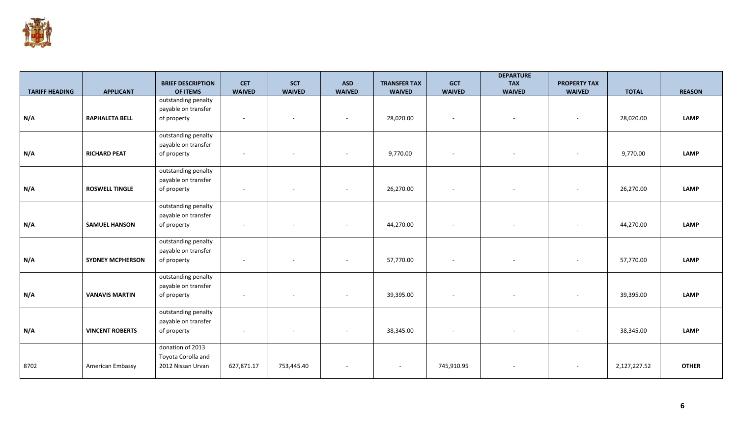| TARIFF HEADING | APPLICANT | BRIEF DESCRIPTION OF ITEMS | CET WAIVED | SCT WAIVED | ASD WAIVED | TRANSFER TAX WAIVED | GCT WAIVED | DEPARTURE TAX WAIVED | PROPERTY TAX WAIVED | TOTAL | REASON |
|---|---|---|---|---|---|---|---|---|---|---|---|
| N/A | RAPHALETA BELL | outstanding penalty payable on transfer of property | - | - | - | 28,020.00 | - | - | - | 28,020.00 | LAMP |
| N/A | RICHARD PEAT | outstanding penalty payable on transfer of property | - | - | - | 9,770.00 | - | - | - | 9,770.00 | LAMP |
| N/A | ROSWELL TINGLE | outstanding penalty payable on transfer of property | - | - | - | 26,270.00 | - | - | - | 26,270.00 | LAMP |
| N/A | SAMUEL HANSON | outstanding penalty payable on transfer of property | - | - | - | 44,270.00 | - | - | - | 44,270.00 | LAMP |
| N/A | SYDNEY MCPHERSON | outstanding penalty payable on transfer of property | - | - | - | 57,770.00 | - | - | - | 57,770.00 | LAMP |
| N/A | VANAVIS MARTIN | outstanding penalty payable on transfer of property | - | - | - | 39,395.00 | - | - | - | 39,395.00 | LAMP |
| N/A | VINCENT ROBERTS | outstanding penalty payable on transfer of property | - | - | - | 38,345.00 | - | - | - | 38,345.00 | LAMP |
| 8702 | American Embassy | donation of 2013 Toyota Corolla and 2012 Nissan Urvan | 627,871.17 | 753,445.40 | - | - | 745,910.95 | - | - | 2,127,227.52 | OTHER |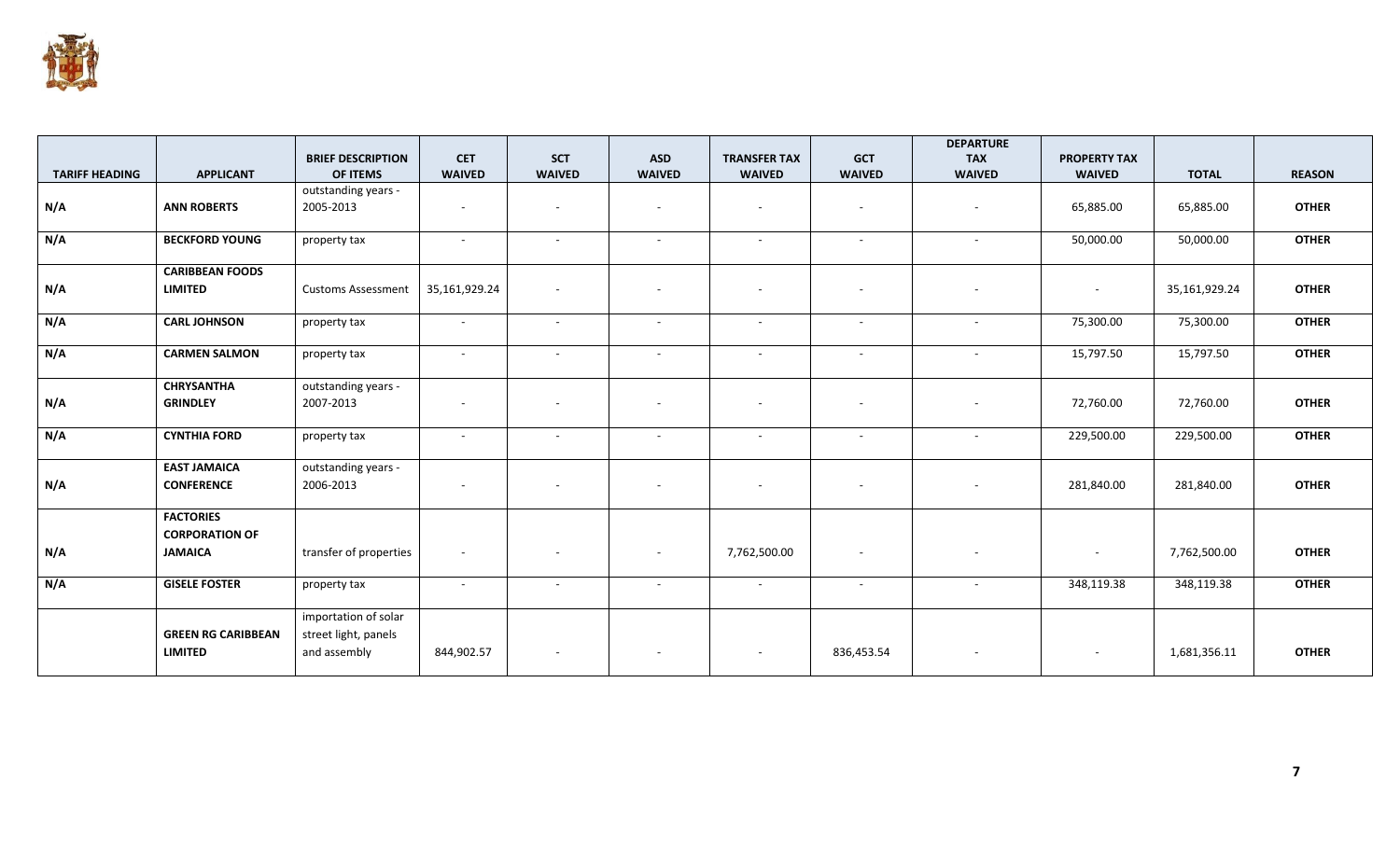| TARIFF HEADING | APPLICANT | BRIEF DESCRIPTION OF ITEMS | CET WAIVED | SCT WAIVED | ASD WAIVED | TRANSFER TAX WAIVED | GCT WAIVED | DEPARTURE TAX WAIVED | PROPERTY TAX WAIVED | TOTAL | REASON |
|---|---|---|---|---|---|---|---|---|---|---|---|
| N/A | **ANN ROBERTS** | outstanding years - 2005-2013 | - | - | - | - | - | - | 65,885.00 | 65,885.00 | **OTHER** |
| N/A | **BECKFORD YOUNG** | property tax | - | - | - | - | - | - | 50,000.00 | 50,000.00 | **OTHER** |
| N/A | **CARIBBEAN FOODS LIMITED** | Customs Assessment | 35,161,929.24 | - | - | - | - | - | - | 35,161,929.24 | **OTHER** |
| N/A | **CARL JOHNSON** | property tax | - | - | - | - | - | - | 75,300.00 | 75,300.00 | **OTHER** |
| N/A | **CARMEN SALMON** | property tax | - | - | - | - | - | - | 15,797.50 | 15,797.50 | **OTHER** |
| N/A | **CHRYSANTHA GRINDLEY** | outstanding years - 2007-2013 | - | - | - | - | - | - | 72,760.00 | 72,760.00 | **OTHER** |
| N/A | **CYNTHIA FORD** | property tax | - | - | - | - | - | - | 229,500.00 | 229,500.00 | **OTHER** |
| N/A | **EAST JAMAICA CONFERENCE** | outstanding years - 2006-2013 | - | - | - | - | - | - | 281,840.00 | 281,840.00 | **OTHER** |
| N/A | **FACTORIES CORPORATION OF JAMAICA** | transfer of properties | - | - | - | 7,762,500.00 | - | - | - | 7,762,500.00 | **OTHER** |
| N/A | **GISELE FOSTER** | property tax | - | - | - | - | - | - | 348,119.38 | 348,119.38 | **OTHER** |
| | **GREEN RG CARIBBEAN LIMITED** | importation of solar street light, panels and assembly | 844,902.57 | - | - | - | 836,453.54 | - | - | 1,681,356.11 | **OTHER** |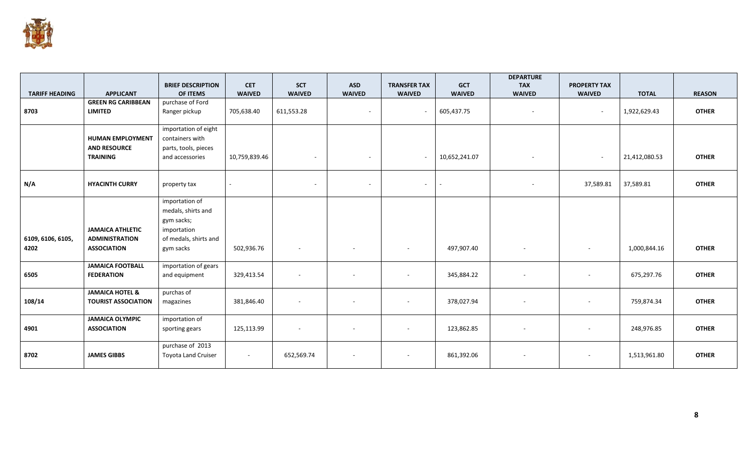| TARIFF HEADING | APPLICANT | BRIEF DESCRIPTION OF ITEMS | CET WAIVED | SCT WAIVED | ASD WAIVED | TRANSFER TAX WAIVED | GCT WAIVED | DEPARTURE TAX WAIVED | PROPERTY TAX WAIVED | TOTAL | REASON |
|---|---|---|---|---|---|---|---|---|---|---|---|
| **8703** | **GREEN RG CARIBBEAN LIMITED** | purchase of Ford Ranger pickup | 705,638.40 | 611,553.28 | - | - | 605,437.75 | - | - | 1,922,629.43 | **OTHER** |
| | **HUMAN EMPLOYMENT AND RESOURCE TRAINING** | importation of eight containers with parts, tools, pieces and accessories | 10,759,839.46 | - | - | - | 10,652,241.07 | - | - | 21,412,080.53 | **OTHER** |
| **N/A** | **HYACINTH CURRY** | property tax | - | - | - | - | - | - | 37,589.81 | 37,589.81 | **OTHER** |
| **6109, 6106, 6105, 4202** | **JAMAICA ATHLETIC ADMINISTRATION ASSOCIATION** | importation of medals, shirts and gym sacks; importation of medals, shirts and gym sacks | 502,936.76 | - | - | - | 497,907.40 | - | - | 1,000,844.16 | **OTHER** |
| **6505** | **JAMAICA FOOTBALL FEDERATION** | importation of gears and equipment | 329,413.54 | - | - | - | 345,884.22 | - | - | 675,297.76 | **OTHER** |
| **108/14** | **JAMAICA HOTEL & TOURIST ASSOCIATION** | purchas of magazines | 381,846.40 | - | - | - | 378,027.94 | - | - | 759,874.34 | **OTHER** |
| **4901** | **JAMAICA OLYMPIC ASSOCIATION** | importation of sporting gears | 125,113.99 | - | - | - | 123,862.85 | - | - | 248,976.85 | **OTHER** |
| **8702** | **JAMES GIBBS** | purchase of 2013 Toyota Land Cruiser | - | 652,569.74 | - | - | 861,392.06 | - | - | 1,513,961.80 | **OTHER** |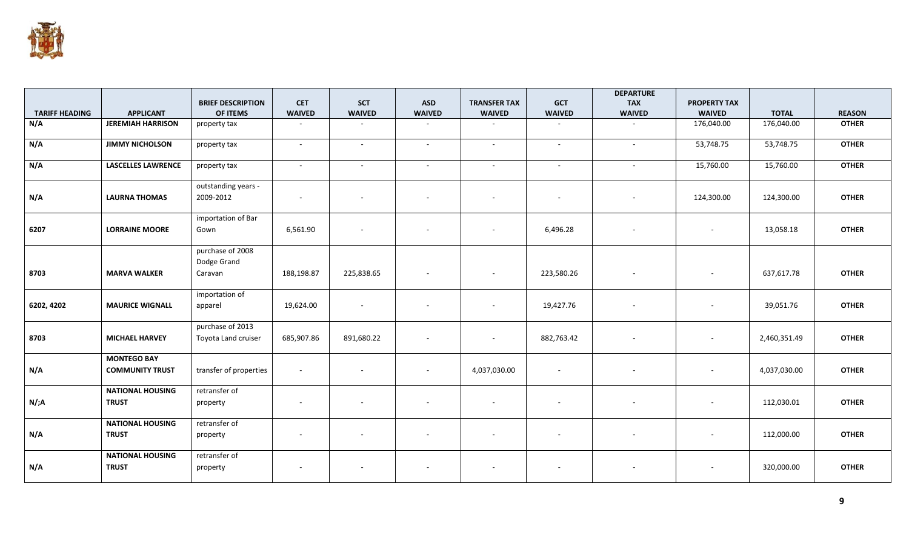| TARIFF HEADING | APPLICANT | BRIEF DESCRIPTION OF ITEMS | CET WAIVED | SCT WAIVED | ASD WAIVED | TRANSFER TAX WAIVED | GCT WAIVED | DEPARTURE TAX WAIVED | PROPERTY TAX WAIVED | TOTAL | REASON |
|---|---|---|---|---|---|---|---|---|---|---|---|
| N/A | JEREMIAH HARRISON | property tax | - | - | - | - | - | - | 176,040.00 | 176,040.00 | OTHER |
| N/A | JIMMY NICHOLSON | property tax | - | - | - | - | - | - | 53,748.75 | 53,748.75 | OTHER |
| N/A | LASCELLES LAWRENCE | property tax | - | - | - | - | - | - | 15,760.00 | 15,760.00 | OTHER |
| N/A | LAURNA THOMAS | outstanding years - 2009-2012 | - | - | - | - | - | - | 124,300.00 | 124,300.00 | OTHER |
| 6207 | LORRAINE MOORE | importation of Bar Gown | 6,561.90 | - | - | - | 6,496.28 | - | - | 13,058.18 | OTHER |
| 8703 | MARVA WALKER | purchase of 2008 Dodge Grand Caravan | 188,198.87 | 225,838.65 | - | - | 223,580.26 | - | - | 637,617.78 | OTHER |
| 6202, 4202 | MAURICE WIGNALL | importation of apparel | 19,624.00 | - | - | - | 19,427.76 | - | - | 39,051.76 | OTHER |
| 8703 | MICHAEL HARVEY | purchase of 2013 Toyota Land cruiser | 685,907.86 | 891,680.22 | - | - | 882,763.42 | - | - | 2,460,351.49 | OTHER |
| N/A | MONTEGO BAY COMMUNITY TRUST | transfer of properties | - | - | - | 4,037,030.00 | - | - | - | 4,037,030.00 | OTHER |
| N/;A | NATIONAL HOUSING TRUST | retransfer of property | - | - | - | - | - | - | - | 112,030.01 | OTHER |
| N/A | NATIONAL HOUSING TRUST | retransfer of property | - | - | - | - | - | - | - | 112,000.00 | OTHER |
| N/A | NATIONAL HOUSING TRUST | retransfer of property | - | - | - | - | - | - | - | 320,000.00 | OTHER |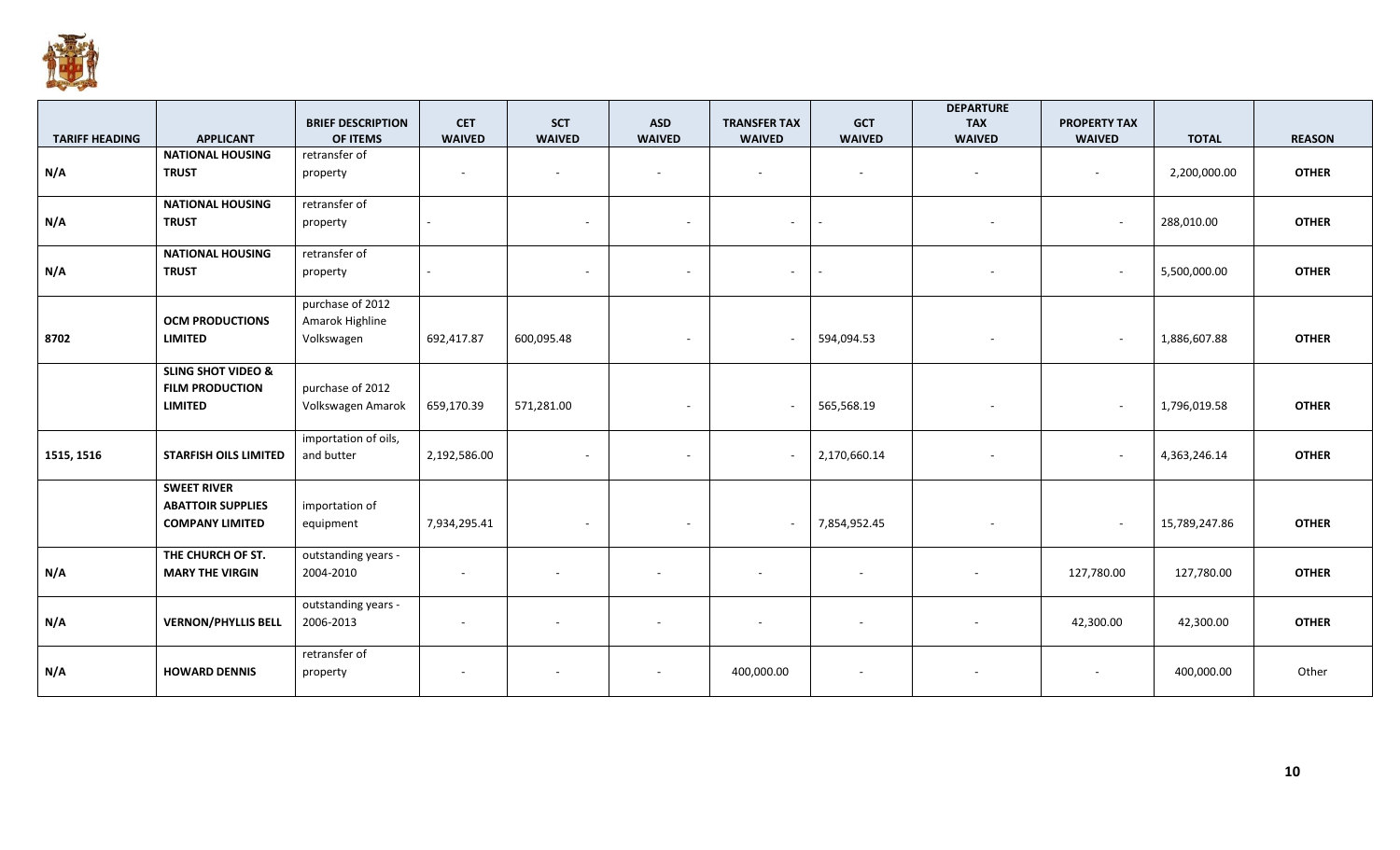| TARIFF HEADING | APPLICANT | BRIEF DESCRIPTION OF ITEMS | CET WAIVED | SCT WAIVED | ASD WAIVED | TRANSFER TAX WAIVED | GCT WAIVED | DEPARTURE TAX WAIVED | PROPERTY TAX WAIVED | TOTAL | REASON |
|---|---|---|---|---|---|---|---|---|---|---|---|
| N/A | **NATIONAL HOUSING TRUST** | retransfer of property | - | - | - | - | - | - | - | 2,200,000.00 | **OTHER** |
| N/A | **NATIONAL HOUSING TRUST** | retransfer of property | - | - | - | - | - | - | - | 288,010.00 | **OTHER** |
| N/A | **NATIONAL HOUSING TRUST** | retransfer of property | - | - | - | - | - | - | - | 5,500,000.00 | **OTHER** |
| 8702 | **OCM PRODUCTIONS LIMITED** | purchase of 2012 Amarok Highline Volkswagen | 692,417.87 | 600,095.48 | - | - | 594,094.53 | - | - | 1,886,607.88 | **OTHER** |
| | **SLING SHOT VIDEO & FILM PRODUCTION LIMITED** | purchase of 2012 Volkswagen Amarok | 659,170.39 | 571,281.00 | - | - | 565,568.19 | - | - | 1,796,019.58 | **OTHER** |
| 1515, 1516 | **STARFISH OILS LIMITED** | importation of oils, and butter | 2,192,586.00 | - | - | - | 2,170,660.14 | - | - | 4,363,246.14 | **OTHER** |
| | **SWEET RIVER ABATTOIR SUPPLIES COMPANY LIMITED** | importation of equipment | 7,934,295.41 | - | - | - | 7,854,952.45 | - | - | 15,789,247.86 | **OTHER** |
| N/A | **THE CHURCH OF ST. MARY THE VIRGIN** | outstanding years - 2004-2010 | - | - | - | - | - | - | 127,780.00 | 127,780.00 | **OTHER** |
| N/A | **VERNON/PHYLLIS BELL** | outstanding years - 2006-2013 | - | - | - | - | - | - | 42,300.00 | 42,300.00 | **OTHER** |
| N/A | **HOWARD DENNIS** | retransfer of property | - | - | - | 400,000.00 | - | - | - | 400,000.00 | Other |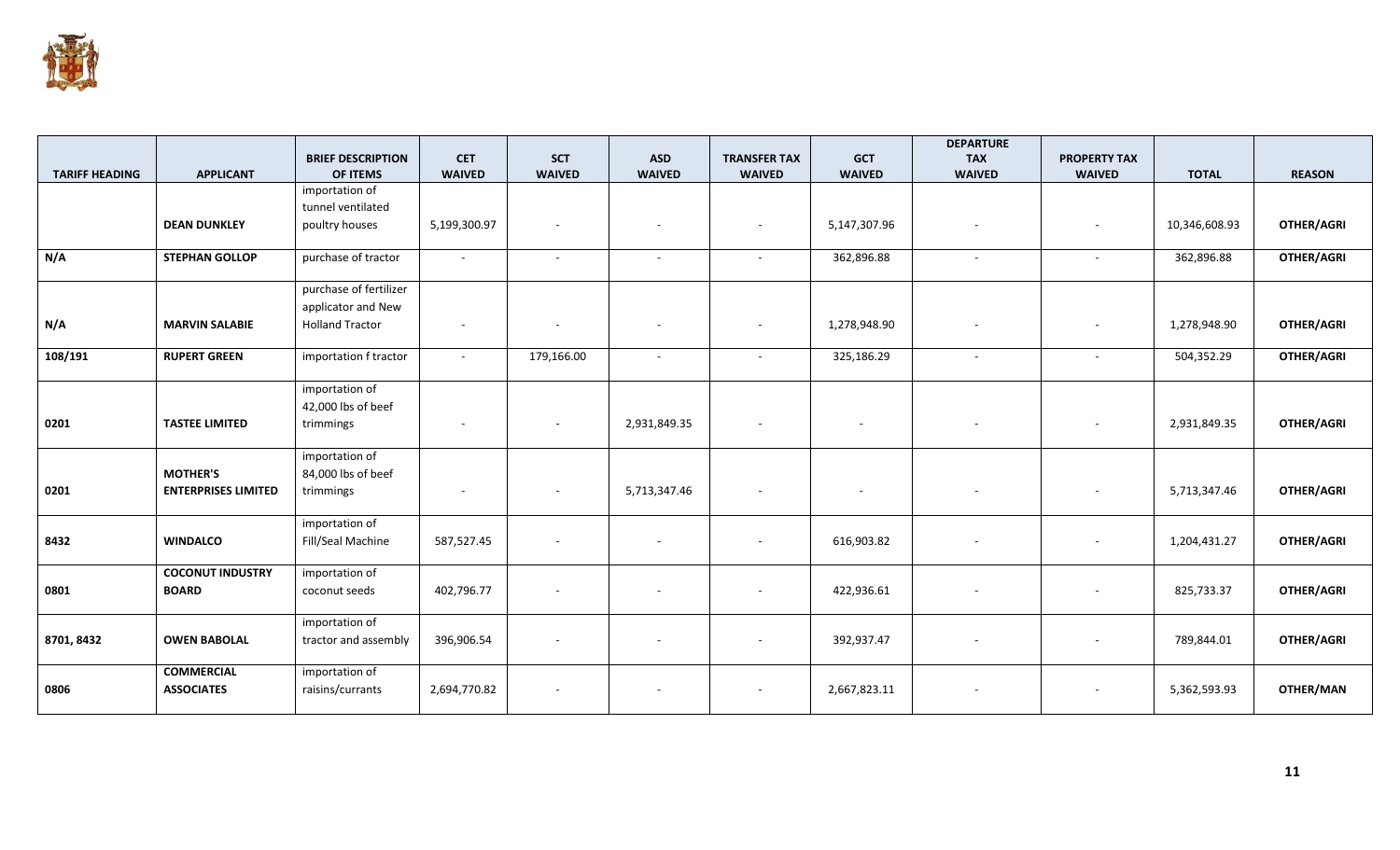| TARIFF HEADING | APPLICANT | BRIEF DESCRIPTION OF ITEMS | CET WAIVED | SCT WAIVED | ASD WAIVED | TRANSFER TAX WAIVED | GCT WAIVED | DEPARTURE TAX WAIVED | PROPERTY TAX WAIVED | TOTAL | REASON |
|---|---|---|---|---|---|---|---|---|---|---|---|
| | **DEAN DUNKLEY** | importation of tunnel ventilated poultry houses | 5,199,300.97 | - | - | - | 5,147,307.96 | - | - | 10,346,608.93 | **OTHER/AGRI** |
| **N/A** | **STEPHAN GOLLOP** | purchase of tractor | - | - | - | - | 362,896.88 | - | - | 362,896.88 | **OTHER/AGRI** |
| **N/A** | **MARVIN SALABIE** | purchase of fertilizer applicator and New Holland Tractor | - | - | - | - | 1,278,948.90 | - | - | 1,278,948.90 | **OTHER/AGRI** |
| **108/191** | **RUPERT GREEN** | importation f tractor | - | 179,166.00 | - | - | 325,186.29 | - | - | 504,352.29 | **OTHER/AGRI** |
| **0201** | **TASTEE LIMITED** | importation of 42,000 lbs of beef trimmings | - | - | 2,931,849.35 | - | - | - | - | 2,931,849.35 | **OTHER/AGRI** |
| **0201** | **MOTHER'S ENTERPRISES LIMITED** | importation of 84,000 lbs of beef trimmings | - | - | 5,713,347.46 | - | - | - | - | 5,713,347.46 | **OTHER/AGRI** |
| **8432** | **WINDALCO** | importation of Fill/Seal Machine | 587,527.45 | - | - | - | 616,903.82 | - | - | 1,204,431.27 | **OTHER/AGRI** |
| **0801** | **COCONUT INDUSTRY BOARD** | importation of coconut seeds | 402,796.77 | - | - | - | 422,936.61 | - | - | 825,733.37 | **OTHER/AGRI** |
| **8701, 8432** | **OWEN BABOLAL** | importation of tractor and assembly | 396,906.54 | - | - | - | 392,937.47 | - | - | 789,844.01 | **OTHER/AGRI** |
| **0806** | **COMMERCIAL ASSOCIATES** | importation of raisins/currants | 2,694,770.82 | - | - | - | 2,667,823.11 | - | - | 5,362,593.93 | **OTHER/MAN** |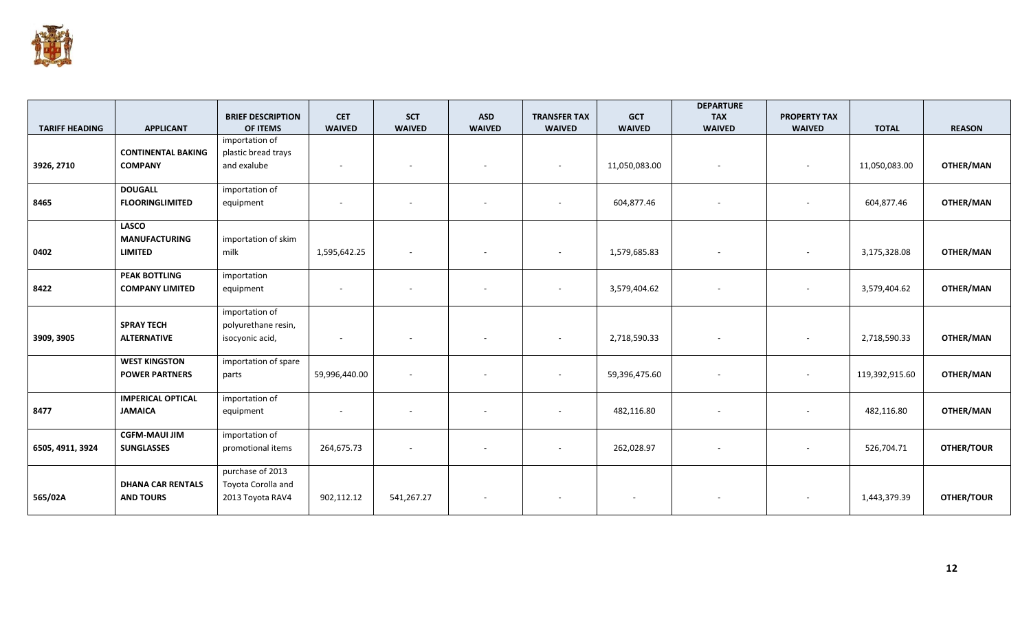| TARIFF HEADING | APPLICANT | BRIEF DESCRIPTION OF ITEMS | CET WAIVED | SCT WAIVED | ASD WAIVED | TRANSFER TAX WAIVED | GCT WAIVED | DEPARTURE TAX WAIVED | PROPERTY TAX WAIVED | TOTAL | REASON |
|---|---|---|---|---|---|---|---|---|---|---|---|
| 3926, 2710 | **CONTINENTAL BAKING COMPANY** | importation of plastic bread trays and exalube | - | - | - | - | 11,050,083.00 | - | - | 11,050,083.00 | **OTHER/MAN** |
| 8465 | **DOUGALL FLOORINGLIMITED** | importation of equipment | - | - | - | - | 604,877.46 | - | - | 604,877.46 | **OTHER/MAN** |
| 0402 | **LASCO MANUFACTURING LIMITED** | importation of skim milk | 1,595,642.25 | - | - | - | 1,579,685.83 | - | - | 3,175,328.08 | **OTHER/MAN** |
| 8422 | **PEAK BOTTLING COMPANY LIMITED** | importation equipment | - | - | - | - | 3,579,404.62 | - | - | 3,579,404.62 | **OTHER/MAN** |
| 3909, 3905 | **SPRAY TECH ALTERNATIVE** | importation of polyurethane resin, isocyonic acid, | - | - | - | - | 2,718,590.33 | - | - | 2,718,590.33 | **OTHER/MAN** |
| | **WEST KINGSTON POWER PARTNERS** | importation of spare parts | 59,996,440.00 | - | - | - | 59,396,475.60 | - | - | 119,392,915.60 | **OTHER/MAN** |
| 8477 | **IMPERICAL OPTICAL JAMAICA** | importation of equipment | - | - | - | - | 482,116.80 | - | - | 482,116.80 | **OTHER/MAN** |
| 6505, 4911, 3924 | **CGFM-MAUI JIM SUNGLASSES** | importation of promotional items | 264,675.73 | - | - | - | 262,028.97 | - | - | 526,704.71 | **OTHER/TOUR** |
| 565/02A | **DHANA CAR RENTALS AND TOURS** | purchase of 2013 Toyota Corolla and 2013 Toyota RAV4 | 902,112.12 | 541,267.27 | - | - | - | - | - | 1,443,379.39 | **OTHER/TOUR** |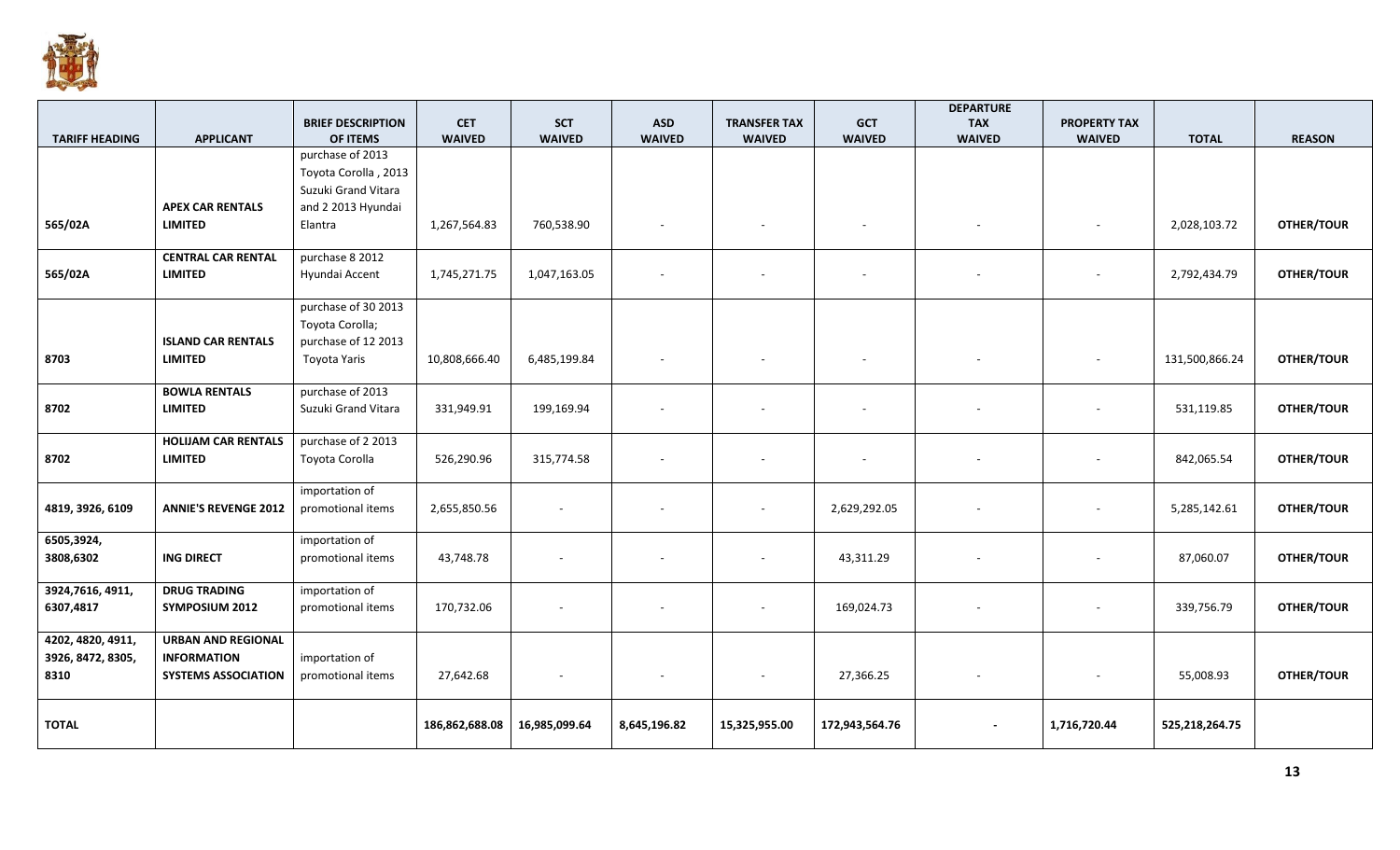| TARIFF HEADING | APPLICANT | BRIEF DESCRIPTION OF ITEMS | CET WAIVED | SCT WAIVED | ASD WAIVED | TRANSFER TAX WAIVED | GCT WAIVED | DEPARTURE TAX WAIVED | PROPERTY TAX WAIVED | TOTAL | REASON |
|---|---|---|---|---|---|---|---|---|---|---|---|
| 565/02A | APEX CAR RENTALS LIMITED | purchase of 2013 Toyota Corolla , 2013 Suzuki Grand Vitara and 2 2013 Hyundai Elantra | 1,267,564.83 | 760,538.90 | - | - | - | - | - | 2,028,103.72 | OTHER/TOUR |
| 565/02A | CENTRAL CAR RENTAL LIMITED | purchase 8 2012 Hyundai Accent | 1,745,271.75 | 1,047,163.05 | - | - | - | - | - | 2,792,434.79 | OTHER/TOUR |
| 8703 | ISLAND CAR RENTALS LIMITED | purchase of 30 2013 Toyota Corolla; purchase of 12 2013 Toyota Yaris | 10,808,666.40 | 6,485,199.84 | - | - | - | - | - | 131,500,866.24 | OTHER/TOUR |
| 8702 | BOWLA RENTALS LIMITED | purchase of 2013 Suzuki Grand Vitara | 331,949.91 | 199,169.94 | - | - | - | - | - | 531,119.85 | OTHER/TOUR |
| 8702 | HOLIJAM CAR RENTALS LIMITED | purchase of 2 2013 Toyota Corolla | 526,290.96 | 315,774.58 | - | - | - | - | - | 842,065.54 | OTHER/TOUR |
| 4819, 3926, 6109 | ANNIE'S REVENGE 2012 | importation of promotional items | 2,655,850.56 | - | - | - | 2,629,292.05 | - | - | 5,285,142.61 | OTHER/TOUR |
| 6505,3924, 3808,6302 | ING DIRECT | importation of promotional items | 43,748.78 | - | - | - | 43,311.29 | - | - | 87,060.07 | OTHER/TOUR |
| 3924,7616, 4911, 6307,4817 | DRUG TRADING SYMPOSIUM 2012 | importation of promotional items | 170,732.06 | - | - | - | 169,024.73 | - | - | 339,756.79 | OTHER/TOUR |
| 4202, 4820, 4911, 3926, 8472, 8305, 8310 | URBAN AND REGIONAL INFORMATION SYSTEMS ASSOCIATION | importation of promotional items | 27,642.68 | - | - | - | 27,366.25 | - | - | 55,008.93 | OTHER/TOUR |
| **TOTAL** | | | **186,862,688.08** | **16,985,099.64** | **8,645,196.82** | **15,325,955.00** | **172,943,564.76** | **-** | **1,716,720.44** | **525,218,264.75** | |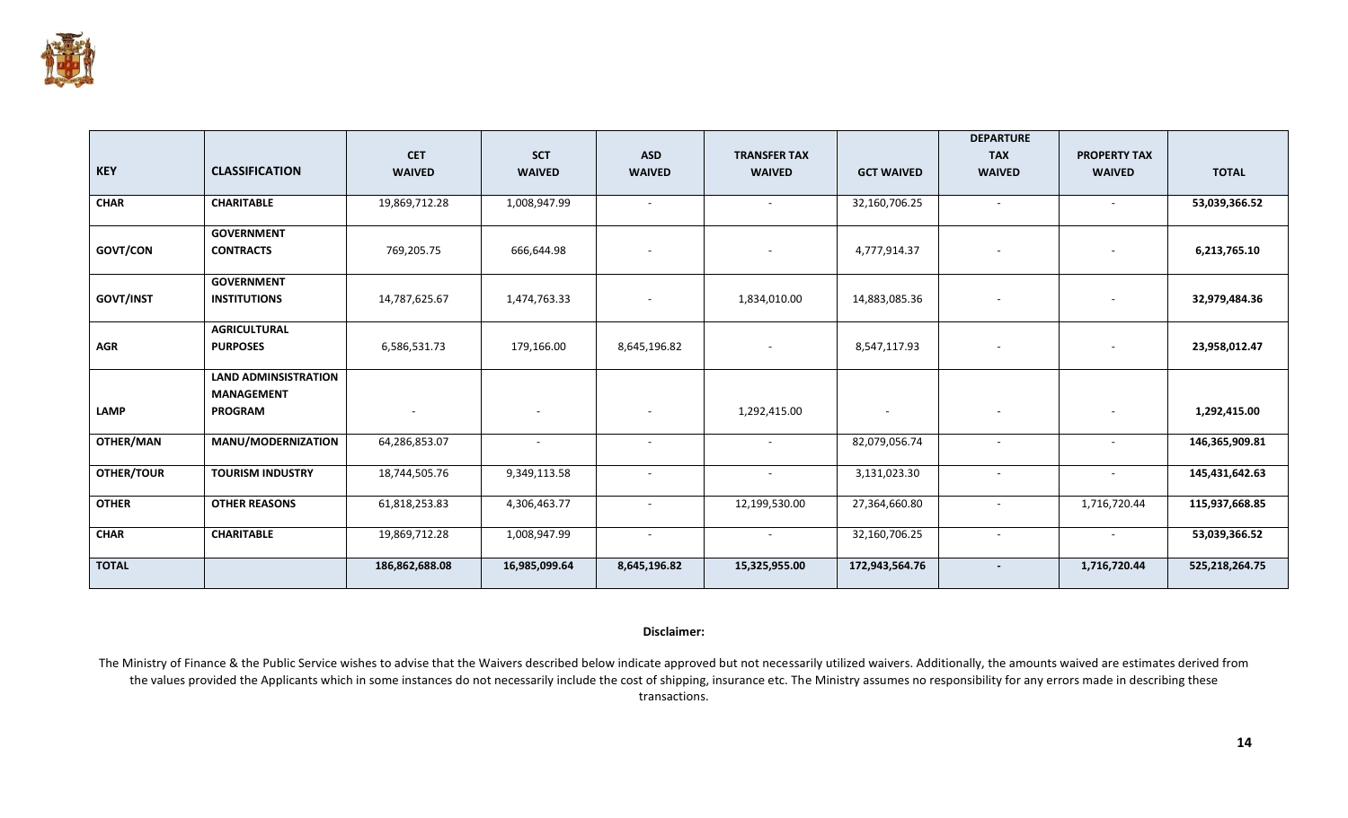| KEY | CLASSIFICATION | CET WAIVED | SCT WAIVED | ASD WAIVED | TRANSFER TAX WAIVED | GCT WAIVED | DEPARTURE TAX WAIVED | PROPERTY TAX WAIVED | TOTAL |
|---|---|---|---|---|---|---|---|---|---|
| **CHAR** | **CHARITABLE** | 19,869,712.28 | 1,008,947.99 | - | - | 32,160,706.25 | - | - | **53,039,366.52** |
| **GOVT/CON** | **GOVERNMENT CONTRACTS** | 769,205.75 | 666,644.98 | - | - | 4,777,914.37 | - | - | **6,213,765.10** |
| **GOVT/INST** | **GOVERNMENT INSTITUTIONS** | 14,787,625.67 | 1,474,763.33 | - | 1,834,010.00 | 14,883,085.36 | - | - | **32,979,484.36** |
| **AGR** | **AGRICULTURAL PURPOSES** | 6,586,531.73 | 179,166.00 | 8,645,196.82 | - | 8,547,117.93 | - | - | **23,958,012.47** |
| **LAMP** | **LAND ADMINSISTRATION MANAGEMENT PROGRAM** | - | - | - | 1,292,415.00 | - | - | - | **1,292,415.00** |
| **OTHER/MAN** | **MANU/MODERNIZATION** | 64,286,853.07 | - | - | - | 82,079,056.74 | - | - | **146,365,909.81** |
| **OTHER/TOUR** | **TOURISM INDUSTRY** | 18,744,505.76 | 9,349,113.58 | - | - | 3,131,023.30 | - | - | **145,431,642.63** |
| **OTHER** | **OTHER REASONS** | 61,818,253.83 | 4,306,463.77 | - | 12,199,530.00 | 27,364,660.80 | - | 1,716,720.44 | **115,937,668.85** |
| **CHAR** | **CHARITABLE** | 19,869,712.28 | 1,008,947.99 | - | - | 32,160,706.25 | - | - | **53,039,366.52** |
| **TOTAL** | | **186,862,688.08** | **16,985,099.64** | **8,645,196.82** | **15,325,955.00** | **172,943,564.76** | **-** | **1,716,720.44** | **525,218,264.75** |

**Disclaimer:**

The Ministry of Finance & the Public Service wishes to advise that the Waivers described below indicate approved but not necessarily utilized waivers. Additionally, the amounts waived are estimates derived from the values provided the Applicants which in some instances do not necessarily include the cost of shipping, insurance etc. The Ministry assumes no responsibility for any errors made in describing these transactions.